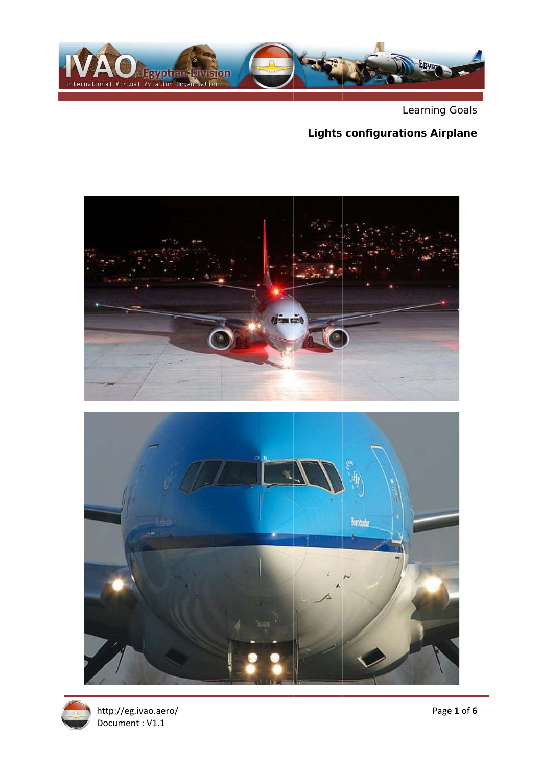Learning Goals

**Lights configurations Airplane**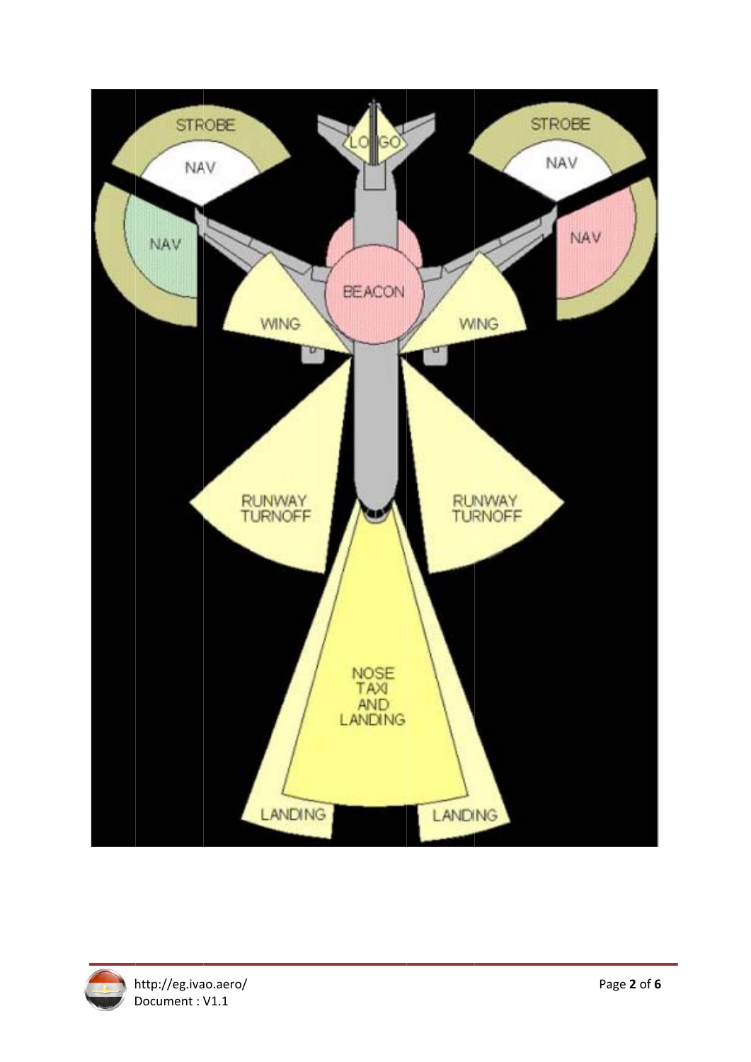STROBE

NAV

LOGO

STROBE

NAV

NAV

NAV

BEACON

WING

WING

RUNWAY TURNOFF

RUNWAY TURNOFF

NOSE TAXI AND LANDING

LANDING

LANDING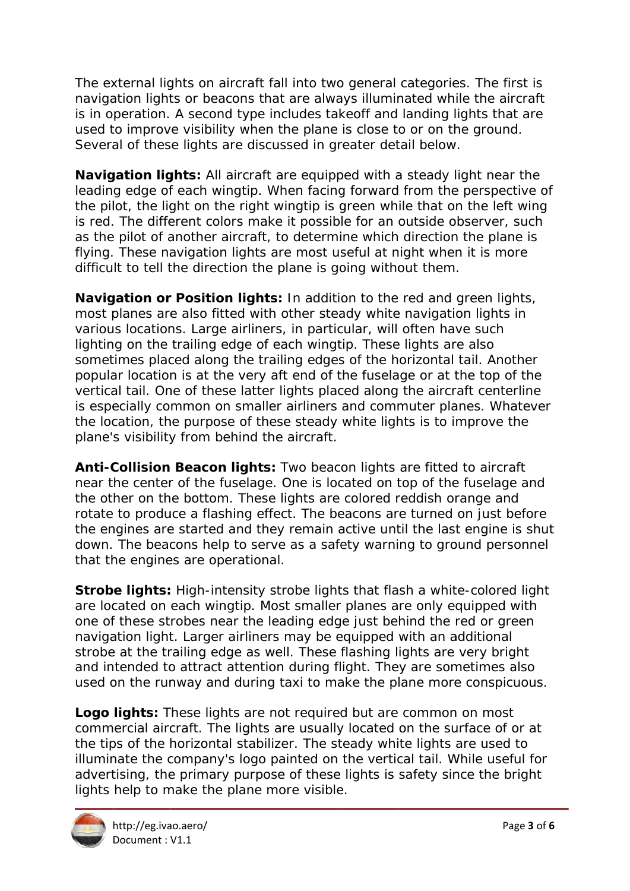The external lights on aircraft fall into two general categories. The first is navigation lights or beacons that are always illuminated while the aircraft is in operation. A second type includes takeoff and landing lights that are used to improve visibility when the plane is close to or on the ground. Several of these lights are discussed in greater detail below.

**Navigation lights:** All aircraft are equipped with a steady light near the leading edge of each wingtip. When facing forward from the perspective of the pilot, the light on the right wingtip is green while that on the left wing is red. The different colors make it possible for an outside observer, such as the pilot of another aircraft, to determine which direction the plane is flying. These navigation lights are most useful at night when it is more difficult to tell the direction the plane is going without them.

**Navigation or Position lights:** In addition to the red and green lights, most planes are also fitted with other steady white navigation lights in various locations. Large airliners, in particular, will often have such lighting on the trailing edge of each wingtip. These lights are also sometimes placed along the trailing edges of the horizontal tail. Another popular location is at the very aft end of the fuselage or at the top of the vertical tail. One of these latter lights placed along the aircraft centerline is especially common on smaller airliners and commuter planes. Whatever the location, the purpose of these steady white lights is to improve the plane's visibility from behind the aircraft.

**Anti-Collision Beacon lights:** Two beacon lights are fitted to aircraft near the center of the fuselage. One is located on top of the fuselage and the other on the bottom. These lights are colored reddish orange and rotate to produce a flashing effect. The beacons are turned on just before the engines are started and they remain active until the last engine is shut down. The beacons help to serve as a safety warning to ground personnel that the engines are operational.

**Strobe lights:** High-intensity strobe lights that flash a white-colored light are located on each wingtip. Most smaller planes are only equipped with one of these strobes near the leading edge just behind the red or green navigation light. Larger airliners may be equipped with an additional strobe at the trailing edge as well. These flashing lights are very bright and intended to attract attention during flight. They are sometimes also used on the runway and during taxi to make the plane more conspicuous.

**Logo lights:** These lights are not required but are common on most commercial aircraft. The lights are usually located on the surface of or at the tips of the horizontal stabilizer. The steady white lights are used to illuminate the company's logo painted on the vertical tail. While useful for advertising, the primary purpose of these lights is safety since the bright lights help to make the plane more visible.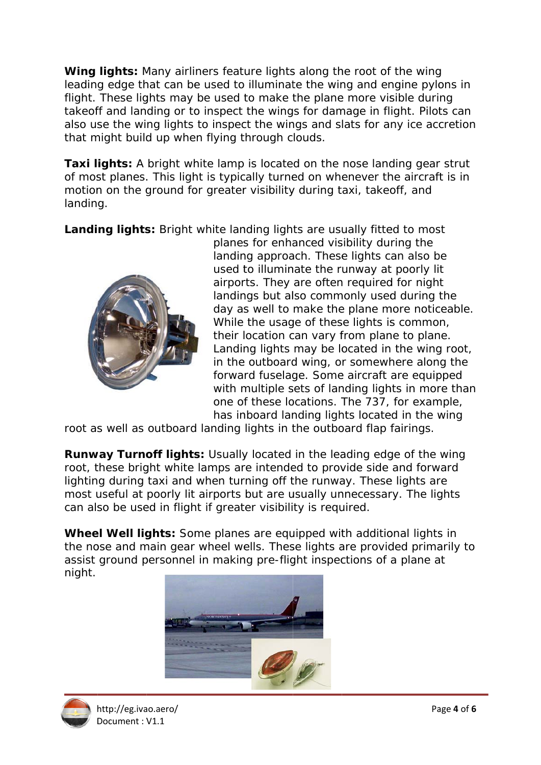**Wing lights:** Many airliners feature lights along the root of the wing leading edge that can be used to illuminate the wing and engine pylons in flight. These lights may be used to make the plane more visible during takeoff and landing or to inspect the wings for damage in flight. Pilots can also use the wing lights to inspect the wings and slats for any ice accretion that might build up when flying through clouds.

**Taxi lights:** A bright white lamp is located on the nose landing gear strut of most planes. This light is typically turned on whenever the aircraft is in motion on the ground for greater visibility during taxi, takeoff, and landing.

**Landing lights:** Bright white landing lights are usually fitted to most planes for enhanced visibility during the landing approach. These lights can also be used to illuminate the runway at poorly lit airports. They are often required for night landings but also commonly used during the day as well to make the plane more noticeable. While the usage of these lights is common, their location can vary from plane to plane. Landing lights may be located in the wing root, in the outboard wing, or somewhere along the forward fuselage. Some aircraft are equipped with multiple sets of landing lights in more than one of these locations. The 737, for example, has inboard landing lights located in the wing root as well as outboard landing lights in the outboard flap fairings.

**Runway Turnoff lights:** Usually located in the leading edge of the wing root, these bright white lamps are intended to provide side and forward lighting during taxi and when turning off the runway. These lights are most useful at poorly lit airports but are usually unnecessary. The lights can also be used in flight if greater visibility is required.

**Wheel Well lights:** Some planes are equipped with additional lights in the nose and main gear wheel wells. These lights are provided primarily to assist ground personnel in making pre-flight inspections of a plane at night.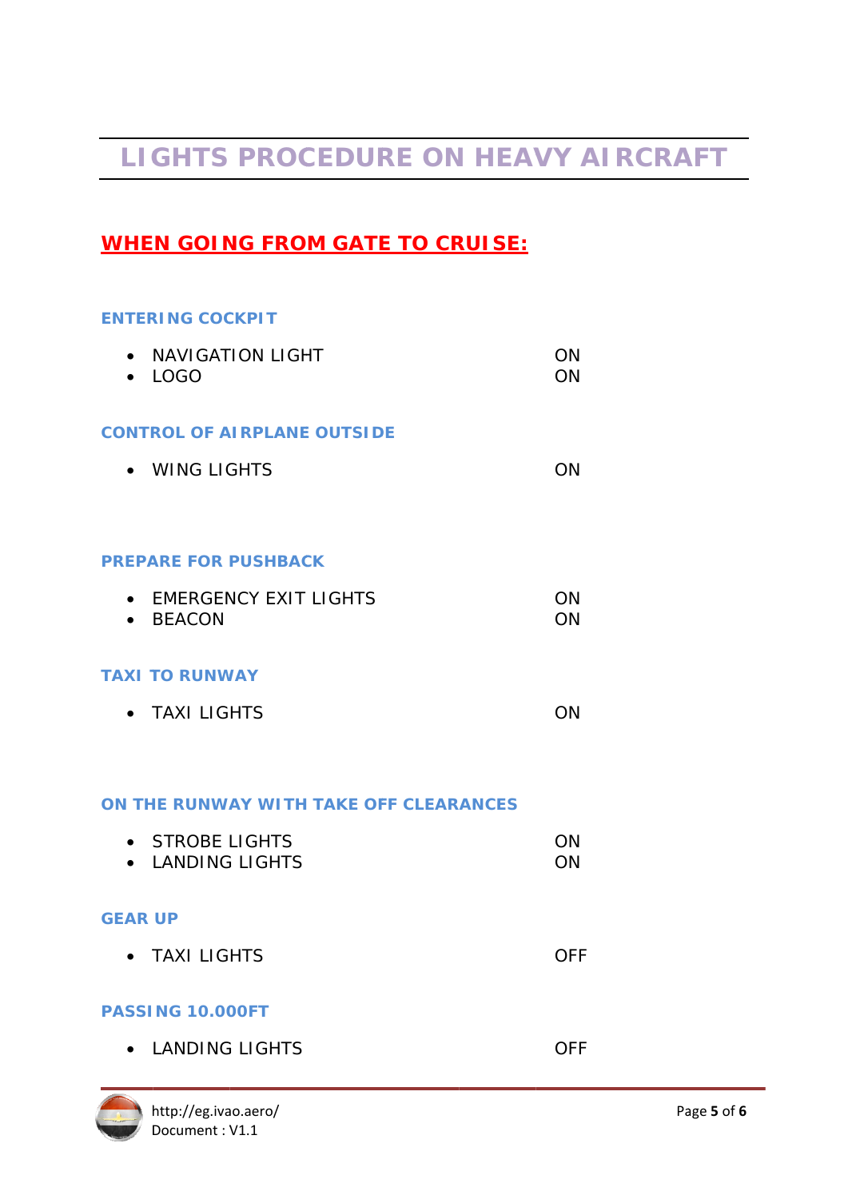# LIGHTS PROCEDURE ON HEAVY AIRCRAFT

## WHEN GOING FROM GATE TO CRUISE:

### ENTERING COCKPIT

- NAVIGATION LIGHT — ON
- LOGO — ON

### CONTROL OF AIRPLANE OUTSIDE

- WING LIGHTS — ON

### PREPARE FOR PUSHBACK

- EMERGENCY EXIT LIGHTS — ON
- BEACON — ON

### TAXI TO RUNWAY

- TAXI LIGHTS — ON

### ON THE RUNWAY WITH TAKE OFF CLEARANCES

- STROBE LIGHTS — ON
- LANDING LIGHTS — ON

### GEAR UP

- TAXI LIGHTS — OFF

### PASSING 10.000FT

- LANDING LIGHTS — OFF

http://eg.ivao.aero/
Document : V1.1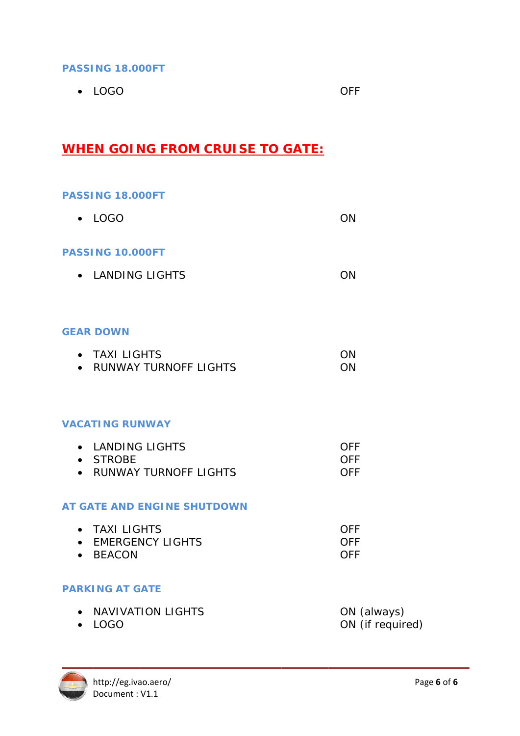### PASSING 18.000FT

- LOGO OFF

## WHEN GOING FROM CRUISE TO GATE:

### PASSING 18.000FT

- LOGO ON

### PASSING 10.000FT

- LANDING LIGHTS ON

### GEAR DOWN

- TAXI LIGHTS ON
- RUNWAY TURNOFF LIGHTS ON

### VACATING RUNWAY

- LANDING LIGHTS OFF
- STROBE OFF
- RUNWAY TURNOFF LIGHTS OFF

### AT GATE AND ENGINE SHUTDOWN

- TAXI LIGHTS OFF
- EMERGENCY LIGHTS OFF
- BEACON OFF

### PARKING AT GATE

- NAVIVATION LIGHTS ON (always)
- LOGO ON (if required)